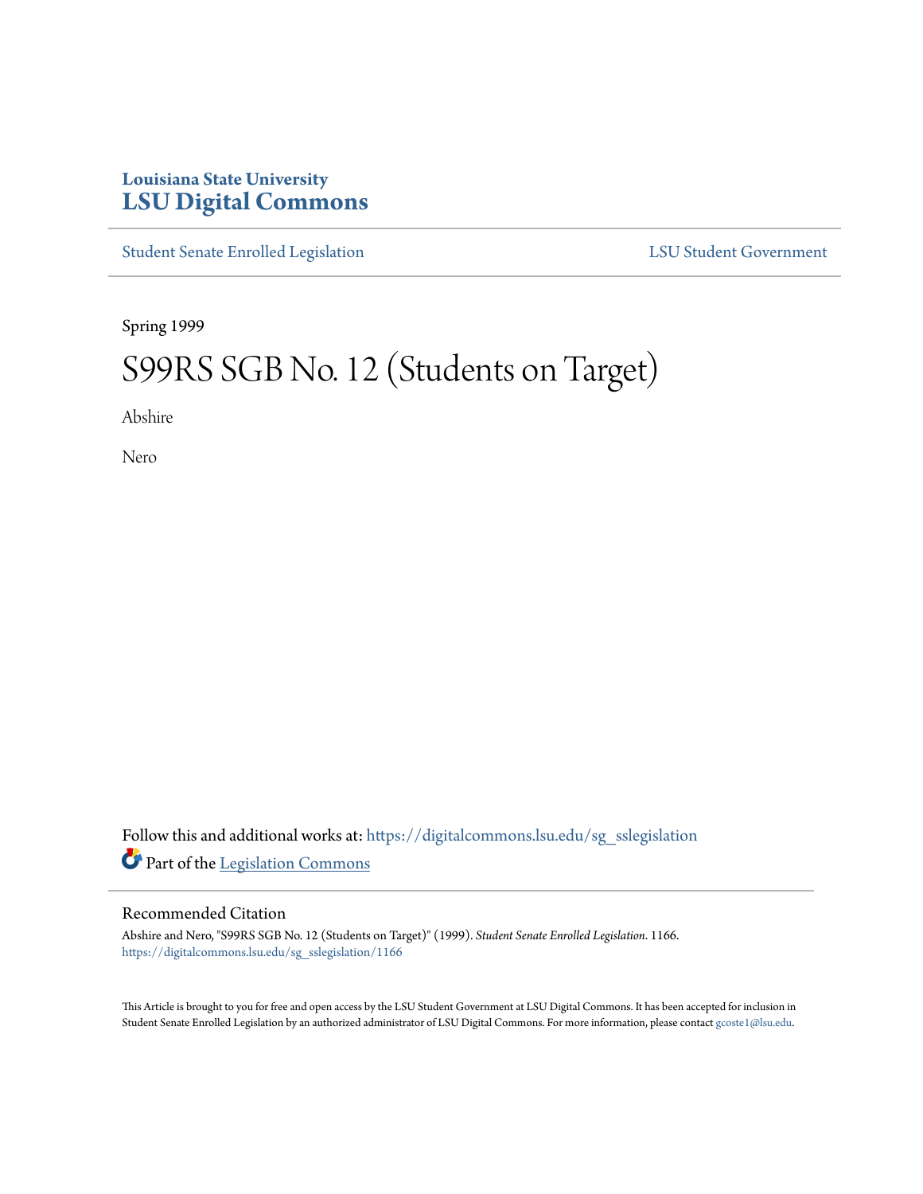Louisiana State University
# LSU Digital Commons

Student Senate Enrolled Legislation | LSU Student Government

Spring 1999

# S99RS SGB No. 12 (Students on Target)

Abshire

Nero

Follow this and additional works at: https://digitalcommons.lsu.edu/sg_sslegislation

Part of the Legislation Commons

## Recommended Citation

Abshire and Nero, "S99RS SGB No. 12 (Students on Target)" (1999). *Student Senate Enrolled Legislation*. 1166.
https://digitalcommons.lsu.edu/sg_sslegislation/1166

This Article is brought to you for free and open access by the LSU Student Government at LSU Digital Commons. It has been accepted for inclusion in Student Senate Enrolled Legislation by an authorized administrator of LSU Digital Commons. For more information, please contact gcoste1@lsu.edu.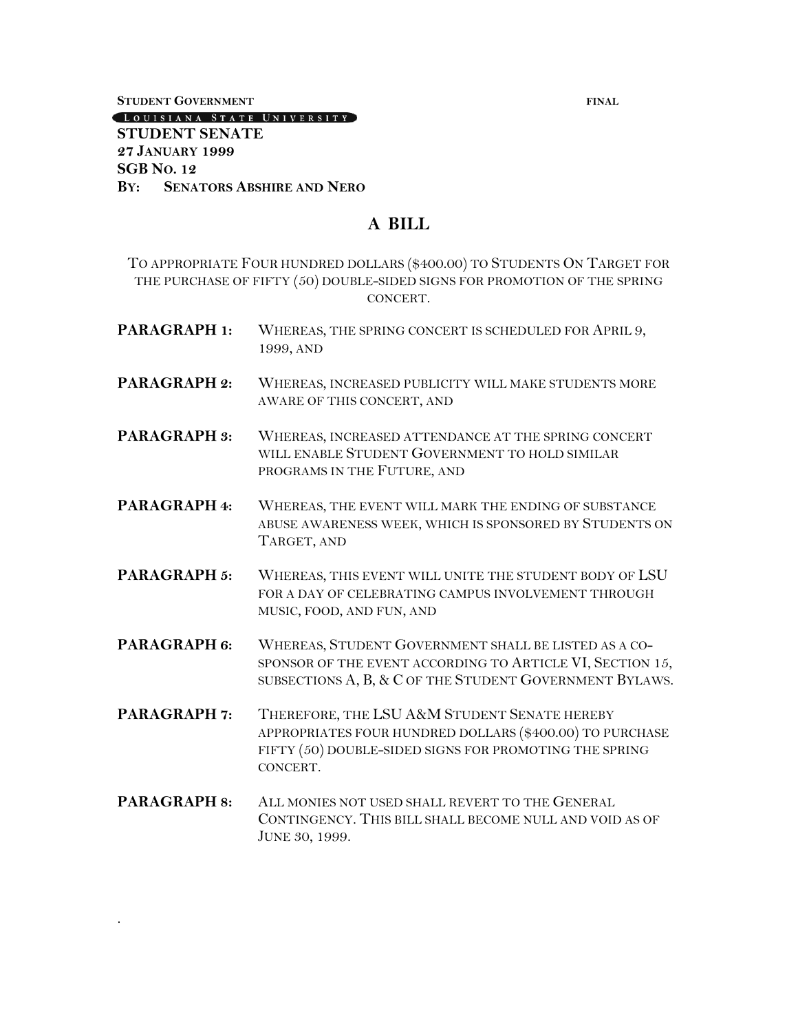**STUDENT GOVERNMENT** **FINAL**

LOUISIANA STATE UNIVERSITY

**STUDENT SENATE**
**27 JANUARY 1999**
**SGB NO. 12**
**BY: SENATORS ABSHIRE AND NERO**

# A BILL

TO APPROPRIATE FOUR HUNDRED DOLLARS ($400.00) TO STUDENTS ON TARGET FOR THE PURCHASE OF FIFTY (50) DOUBLE-SIDED SIGNS FOR PROMOTION OF THE SPRING CONCERT.

**PARAGRAPH 1:** WHEREAS, THE SPRING CONCERT IS SCHEDULED FOR APRIL 9, 1999, AND

**PARAGRAPH 2:** WHEREAS, INCREASED PUBLICITY WILL MAKE STUDENTS MORE AWARE OF THIS CONCERT, AND

**PARAGRAPH 3:** WHEREAS, INCREASED ATTENDANCE AT THE SPRING CONCERT WILL ENABLE STUDENT GOVERNMENT TO HOLD SIMILAR PROGRAMS IN THE FUTURE, AND

**PARAGRAPH 4:** WHEREAS, THE EVENT WILL MARK THE ENDING OF SUBSTANCE ABUSE AWARENESS WEEK, WHICH IS SPONSORED BY STUDENTS ON TARGET, AND

**PARAGRAPH 5:** WHEREAS, THIS EVENT WILL UNITE THE STUDENT BODY OF LSU FOR A DAY OF CELEBRATING CAMPUS INVOLVEMENT THROUGH MUSIC, FOOD, AND FUN, AND

**PARAGRAPH 6:** WHEREAS, STUDENT GOVERNMENT SHALL BE LISTED AS A CO-SPONSOR OF THE EVENT ACCORDING TO ARTICLE VI, SECTION 15, SUBSECTIONS A, B, & C OF THE STUDENT GOVERNMENT BYLAWS.

**PARAGRAPH 7:** THEREFORE, THE LSU A&M STUDENT SENATE HEREBY APPROPRIATES FOUR HUNDRED DOLLARS ($400.00) TO PURCHASE FIFTY (50) DOUBLE-SIDED SIGNS FOR PROMOTING THE SPRING CONCERT.

**PARAGRAPH 8:** ALL MONIES NOT USED SHALL REVERT TO THE GENERAL CONTINGENCY. THIS BILL SHALL BECOME NULL AND VOID AS OF JUNE 30, 1999.